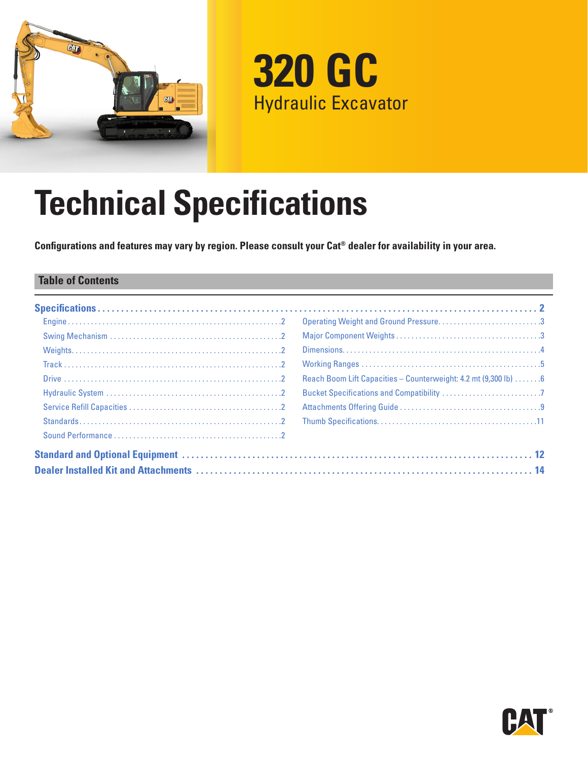# 320 GC

Hydraulic Excavator

# Technical Specifications

**Configurations and features may vary by region. Please consult your Cat® dealer for availability in your area.**

## Table of Contents

**Specifications** ........ 2

- Engine ........ 2
- Swing Mechanism ........ 2
- Weights ........ 2
- Track ........ 2
- Drive ........ 2
- Hydraulic System ........ 2
- Service Refill Capacities ........ 2
- Standards ........ 2
- Sound Performance ........ 2
- Operating Weight and Ground Pressure ........ 3
- Major Component Weights ........ 3
- Dimensions ........ 4
- Working Ranges ........ 5
- Reach Boom Lift Capacities – Counterweight: 4.2 mt (9,300 lb) ........ 6
- Bucket Specifications and Compatibility ........ 7
- Attachments Offering Guide ........ 9
- Thumb Specifications ........ 11

**Standard and Optional Equipment** ........ 12

**Dealer Installed Kit and Attachments** ........ 14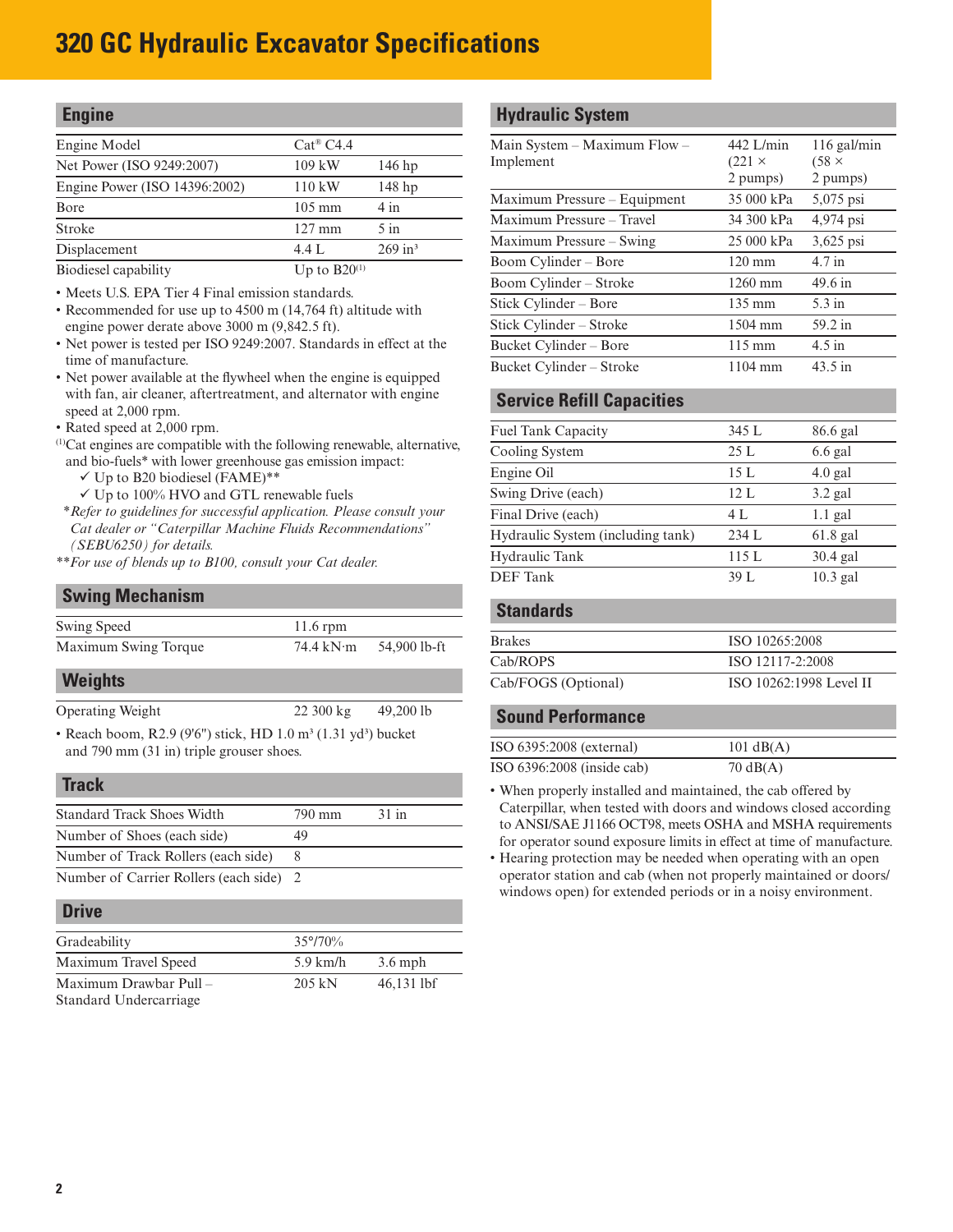# 320 GC Hydraulic Excavator Specifications

## Engine

| | | |
|---|---|---|
| Engine Model | Cat® C4.4 | |
| Net Power (ISO 9249:2007) | 109 kW | 146 hp |
| Engine Power (ISO 14396:2002) | 110 kW | 148 hp |
| Bore | 105 mm | 4 in |
| Stroke | 127 mm | 5 in |
| Displacement | 4.4 L | 269 in³ |
| Biodiesel capability | Up to B20[1] | |

- Meets U.S. EPA Tier 4 Final emission standards.
- Recommended for use up to 4500 m (14,764 ft) altitude with engine power derate above 3000 m (9,842.5 ft).
- Net power is tested per ISO 9249:2007. Standards in effect at the time of manufacture.
- Net power available at the flywheel when the engine is equipped with fan, air cleaner, aftertreatment, and alternator with engine speed at 2,000 rpm.
- Rated speed at 2,000 rpm.

[1]Cat engines are compatible with the following renewable, alternative, and bio-fuels* with lower greenhouse gas emission impact:
- ✓ Up to B20 biodiesel (FAME)**
- ✓ Up to 100% HVO and GTL renewable fuels

*\*Refer to guidelines for successful application. Please consult your Cat dealer or "Caterpillar Machine Fluids Recommendations" (SEBU6250) for details.*

*\*\*For use of blends up to B100, consult your Cat dealer.*

## Swing Mechanism

| | | |
|---|---|---|
| Swing Speed | 11.6 rpm | |
| Maximum Swing Torque | 74.4 kN·m | 54,900 lb-ft |

## Weights

| | | |
|---|---|---|
| Operating Weight | 22 300 kg | 49,200 lb |

- Reach boom, R2.9 (9'6") stick, HD 1.0 m³ (1.31 yd³) bucket and 790 mm (31 in) triple grouser shoes.

## Track

| | | |
|---|---|---|
| Standard Track Shoes Width | 790 mm | 31 in |
| Number of Shoes (each side) | 49 | |
| Number of Track Rollers (each side) | 8 | |
| Number of Carrier Rollers (each side) | 2 | |

## Drive

| | | |
|---|---|---|
| Gradeability | 35°/70% | |
| Maximum Travel Speed | 5.9 km/h | 3.6 mph |
| Maximum Drawbar Pull – Standard Undercarriage | 205 kN | 46,131 lbf |

## Hydraulic System

| | | |
|---|---|---|
| Main System – Maximum Flow – Implement | 442 L/min (221 × 2 pumps) | 116 gal/min (58 × 2 pumps) |
| Maximum Pressure – Equipment | 35 000 kPa | 5,075 psi |
| Maximum Pressure – Travel | 34 300 kPa | 4,974 psi |
| Maximum Pressure – Swing | 25 000 kPa | 3,625 psi |
| Boom Cylinder – Bore | 120 mm | 4.7 in |
| Boom Cylinder – Stroke | 1260 mm | 49.6 in |
| Stick Cylinder – Bore | 135 mm | 5.3 in |
| Stick Cylinder – Stroke | 1504 mm | 59.2 in |
| Bucket Cylinder – Bore | 115 mm | 4.5 in |
| Bucket Cylinder – Stroke | 1104 mm | 43.5 in |

## Service Refill Capacities

| | | |
|---|---|---|
| Fuel Tank Capacity | 345 L | 86.6 gal |
| Cooling System | 25 L | 6.6 gal |
| Engine Oil | 15 L | 4.0 gal |
| Swing Drive (each) | 12 L | 3.2 gal |
| Final Drive (each) | 4 L | 1.1 gal |
| Hydraulic System (including tank) | 234 L | 61.8 gal |
| Hydraulic Tank | 115 L | 30.4 gal |
| DEF Tank | 39 L | 10.3 gal |

## Standards

| | |
|---|---|
| Brakes | ISO 10265:2008 |
| Cab/ROPS | ISO 12117-2:2008 |
| Cab/FOGS (Optional) | ISO 10262:1998 Level II |

## Sound Performance

| | |
|---|---|
| ISO 6395:2008 (external) | 101 dB(A) |
| ISO 6396:2008 (inside cab) | 70 dB(A) |

- When properly installed and maintained, the cab offered by Caterpillar, when tested with doors and windows closed according to ANSI/SAE J1166 OCT98, meets OSHA and MSHA requirements for operator sound exposure limits in effect at time of manufacture.
- Hearing protection may be needed when operating with an open operator station and cab (when not properly maintained or doors/windows open) for extended periods or in a noisy environment.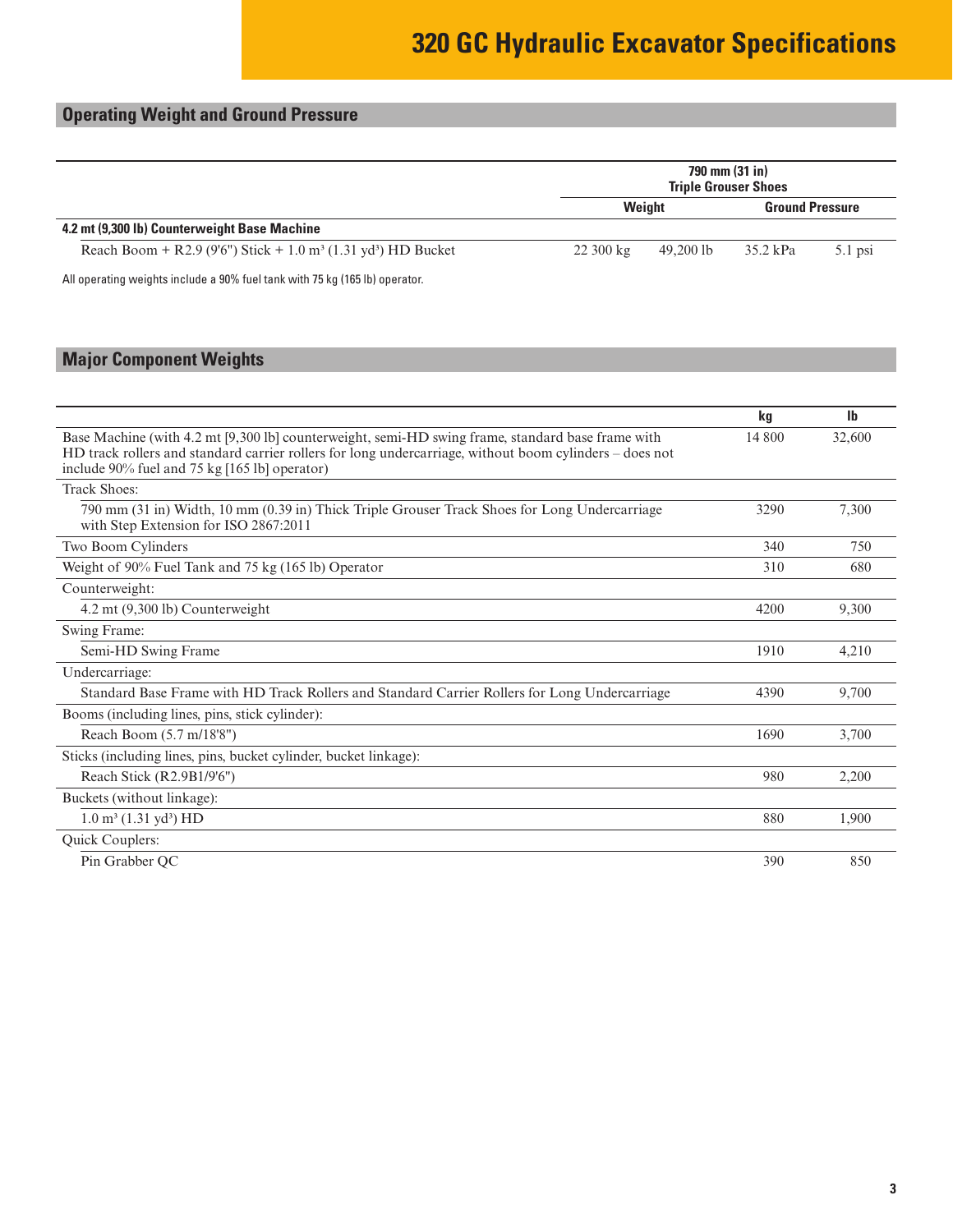# 320 GC Hydraulic Excavator Specifications

## Operating Weight and Ground Pressure

| | 790 mm (31 in) Triple Grouser Shoes | | | |
|---|---|---|---|---|
| | Weight | | Ground Pressure | |
| **4.2 mt (9,300 lb) Counterweight Base Machine** | | | | |
| Reach Boom + R2.9 (9'6") Stick + 1.0 m³ (1.31 yd³) HD Bucket | 22 300 kg | 49,200 lb | 35.2 kPa | 5.1 psi |

All operating weights include a 90% fuel tank with 75 kg (165 lb) operator.

## Major Component Weights

| | kg | lb |
|---|---|---|
| Base Machine (with 4.2 mt [9,300 lb] counterweight, semi-HD swing frame, standard base frame with HD track rollers and standard carrier rollers for long undercarriage, without boom cylinders – does not include 90% fuel and 75 kg [165 lb] operator) | 14 800 | 32,600 |
| Track Shoes: | | |
| 790 mm (31 in) Width, 10 mm (0.39 in) Thick Triple Grouser Track Shoes for Long Undercarriage with Step Extension for ISO 2867:2011 | 3290 | 7,300 |
| Two Boom Cylinders | 340 | 750 |
| Weight of 90% Fuel Tank and 75 kg (165 lb) Operator | 310 | 680 |
| Counterweight: | | |
| 4.2 mt (9,300 lb) Counterweight | 4200 | 9,300 |
| Swing Frame: | | |
| Semi-HD Swing Frame | 1910 | 4,210 |
| Undercarriage: | | |
| Standard Base Frame with HD Track Rollers and Standard Carrier Rollers for Long Undercarriage | 4390 | 9,700 |
| Booms (including lines, pins, stick cylinder): | | |
| Reach Boom (5.7 m/18'8") | 1690 | 3,700 |
| Sticks (including lines, pins, bucket cylinder, bucket linkage): | | |
| Reach Stick (R2.9B1/9'6") | 980 | 2,200 |
| Buckets (without linkage): | | |
| 1.0 m³ (1.31 yd³) HD | 880 | 1,900 |
| Quick Couplers: | | |
| Pin Grabber QC | 390 | 850 |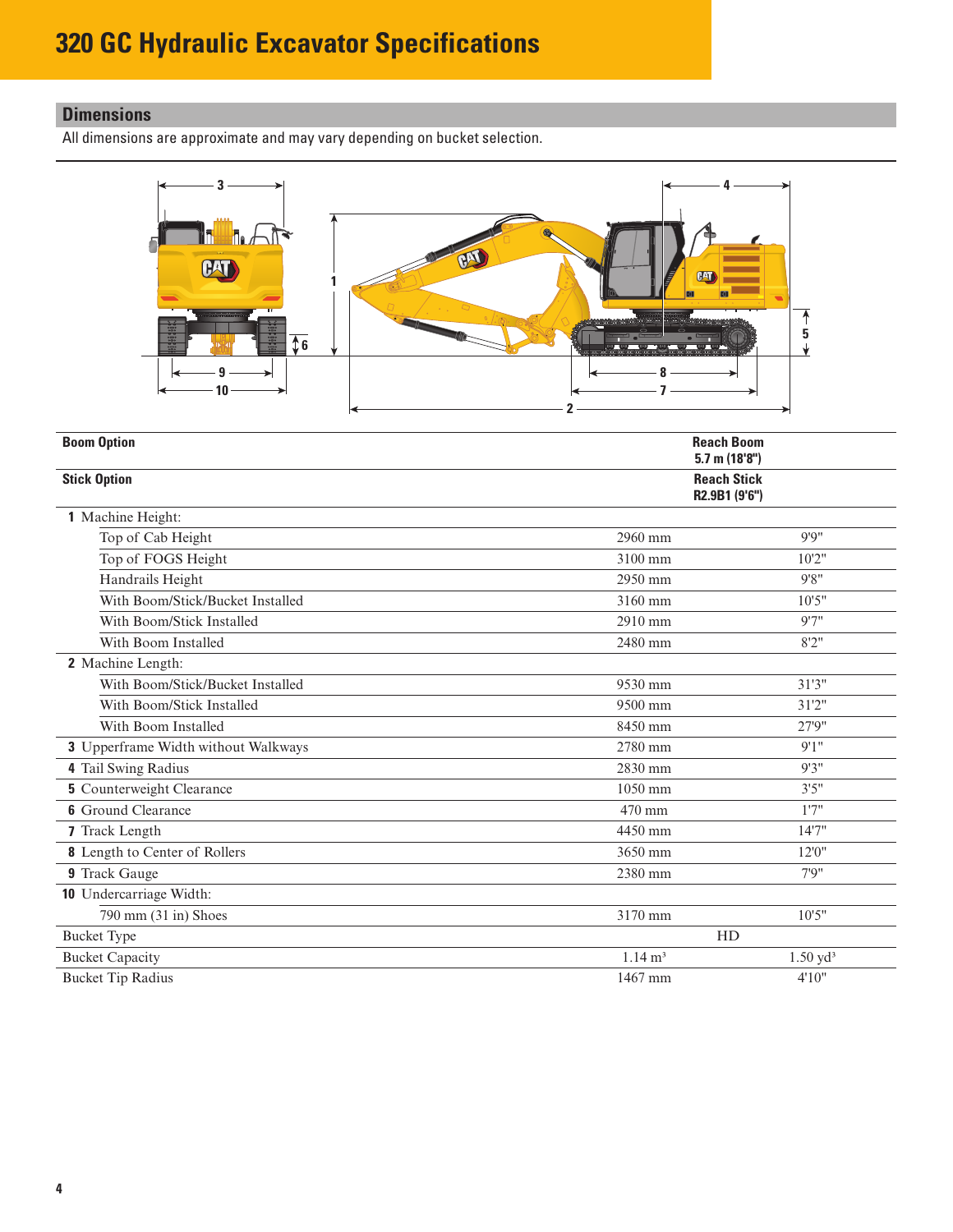# 320 GC Hydraulic Excavator Specifications

## Dimensions

All dimensions are approximate and may vary depending on bucket selection.

| Boom Option | Reach Boom 5.7 m (18'8") | |
|---|---|---|
| **Stick Option** | **Reach Stick R2.9B1 (9'6")** | |
| **1** Machine Height: | | |
| Top of Cab Height | 2960 mm | 9'9" |
| Top of FOGS Height | 3100 mm | 10'2" |
| Handrails Height | 2950 mm | 9'8" |
| With Boom/Stick/Bucket Installed | 3160 mm | 10'5" |
| With Boom/Stick Installed | 2910 mm | 9'7" |
| With Boom Installed | 2480 mm | 8'2" |
| **2** Machine Length: | | |
| With Boom/Stick/Bucket Installed | 9530 mm | 31'3" |
| With Boom/Stick Installed | 9500 mm | 31'2" |
| With Boom Installed | 8450 mm | 27'9" |
| **3** Upperframe Width without Walkways | 2780 mm | 9'1" |
| **4** Tail Swing Radius | 2830 mm | 9'3" |
| **5** Counterweight Clearance | 1050 mm | 3'5" |
| **6** Ground Clearance | 470 mm | 1'7" |
| **7** Track Length | 4450 mm | 14'7" |
| **8** Length to Center of Rollers | 3650 mm | 12'0" |
| **9** Track Gauge | 2380 mm | 7'9" |
| **10** Undercarriage Width: | | |
| 790 mm (31 in) Shoes | 3170 mm | 10'5" |
| Bucket Type | HD | |
| Bucket Capacity | 1.14 $m^3$ | 1.50 $yd^3$ |
| Bucket Tip Radius | 1467 mm | 4'10" |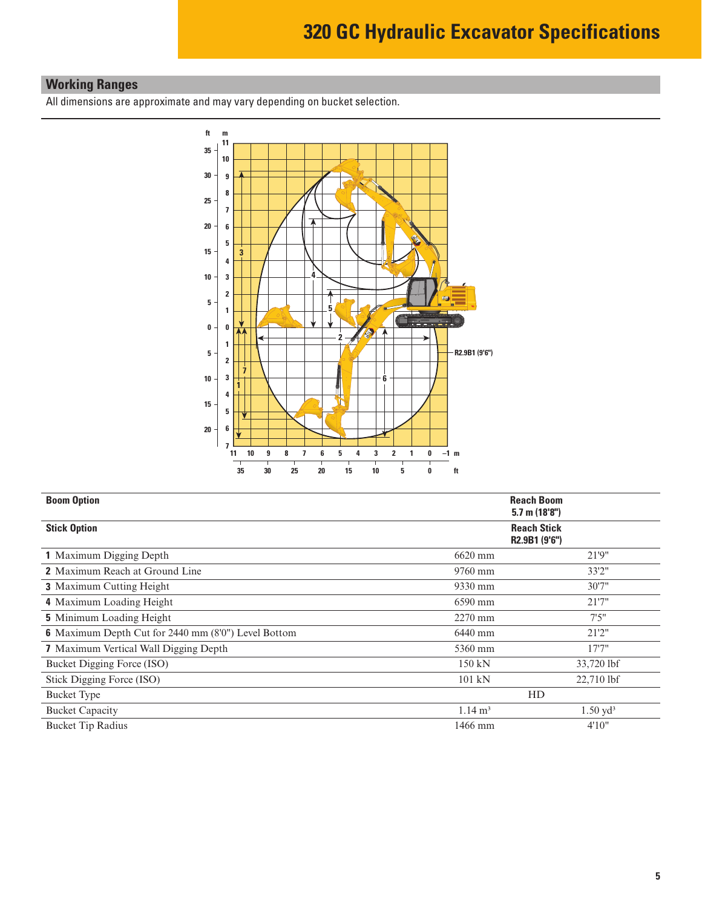# 320 GC Hydraulic Excavator Specifications

## Working Ranges

All dimensions are approximate and may vary depending on bucket selection.

| Boom Option | | Reach Boom 5.7 m (18'8") |
|---|---|---|
| **Stick Option** | | **Reach Stick R2.9B1 (9'6")** |
| **1** Maximum Digging Depth | 6620 mm | 21'9" |
| **2** Maximum Reach at Ground Line | 9760 mm | 33'2" |
| **3** Maximum Cutting Height | 9330 mm | 30'7" |
| **4** Maximum Loading Height | 6590 mm | 21'7" |
| **5** Minimum Loading Height | 2270 mm | 7'5" |
| **6** Maximum Depth Cut for 2440 mm (8'0") Level Bottom | 6440 mm | 21'2" |
| **7** Maximum Vertical Wall Digging Depth | 5360 mm | 17'7" |
| Bucket Digging Force (ISO) | 150 kN | 33,720 lbf |
| Stick Digging Force (ISO) | 101 kN | 22,710 lbf |
| Bucket Type | HD | |
| Bucket Capacity | 1.14 m³ | 1.50 yd³ |
| Bucket Tip Radius | 1466 mm | 4'10" |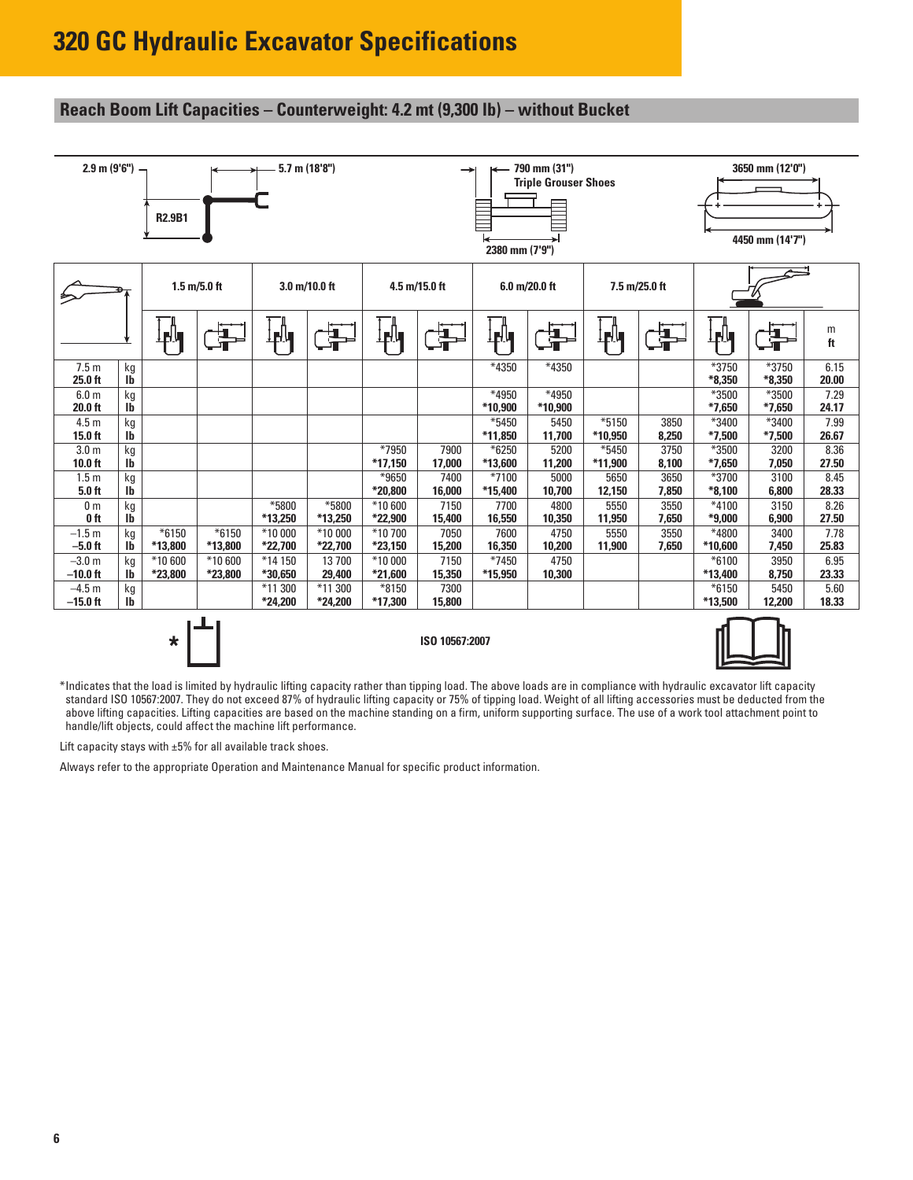# 320 GC Hydraulic Excavator Specifications

## Reach Boom Lift Capacities – Counterweight: 4.2 mt (9,300 lb) – without Bucket

2.9 m (9'6") | R2.9B1 | 5.7 m (18'8") | 790 mm (31") Triple Grouser Shoes | 2380 mm (7'9") | 3650 mm (12'0") | 4450 mm (14'7")

| | | 1.5 m/5.0 ft | | 3.0 m/10.0 ft | | 4.5 m/15.0 ft | | 6.0 m/20.0 ft | | 7.5 m/25.0 ft | | Max reach | | |
|---|---|---|---|---|---|---|---|---|---|---|---|---|---|---|
| | | Over front | Over side | Over front | Over side | Over front | Over side | Over front | Over side | Over front | Over side | Over front | Over side | m / ft |
| 7.5 m / 25.0 ft | kg / lb | | | | | | | *4350 | *4350 | | | *3750 / *8,350 | *3750 / *8,350 | 6.15 / 20.00 |
| 6.0 m / 20.0 ft | kg / lb | | | | | | | *4950 / *10,900 | *4950 / *10,900 | | | *3500 / *7,650 | *3500 / *7,650 | 7.29 / 24.17 |
| 4.5 m / 15.0 ft | kg / lb | | | | | | | *5450 / *11,850 | 5450 / 11,700 | *5150 / *10,950 | 3850 / 8,250 | *3400 / *7,500 | *3400 / *7,500 | 7.99 / 26.67 |
| 3.0 m / 10.0 ft | kg / lb | | | | | *7950 / *17,150 | 7900 / 17,000 | *6250 / *13,600 | 5200 / 11,200 | *5450 / *11,900 | 3750 / 8,100 | *3500 / *7,650 | 3200 / 7,050 | 8.36 / 27.50 |
| 1.5 m / 5.0 ft | kg / lb | | | | | *9650 / *20,800 | 7400 / 16,000 | *7100 / *15,400 | 5000 / 10,700 | 5650 / 12,150 | 3650 / 7,850 | *3700 / *8,100 | 3100 / 6,800 | 8.45 / 28.33 |
| 0 m / 0 ft | kg / lb | | | *5800 / *13,250 | *5800 / *13,250 | *10 600 / *22,900 | 7150 / 15,400 | 7700 / 16,550 | 4800 / 10,350 | 5550 / 11,950 | 3550 / 7,650 | *4100 / *9,000 | 3150 / 6,900 | 8.26 / 27.50 |
| –1.5 m / –5.0 ft | kg / lb | *6150 / *13,800 | *6150 / *13,800 | *10 000 / *22,700 | *10 000 / *22,700 | *10 700 / *23,150 | 7050 / 15,200 | 7600 / 16,350 | 4750 / 10,200 | 5550 / 11,900 | 3550 / 7,650 | *4800 / *10,600 | 3400 / 7,450 | 7.78 / 25.83 |
| –3.0 m / –10.0 ft | kg / lb | *10 600 / *23,800 | *10 600 / *23,800 | *14 150 / *30,650 | 13 700 / 29,400 | *10 000 / *21,600 | 7150 / 15,350 | *7450 / *15,950 | 4750 / 10,300 | | | *6100 / *13,400 | 3950 / 8,750 | 6.95 / 23.33 |
| –4.5 m / –15.0 ft | kg / lb | | | *11 300 / *24,200 | *11 300 / *24,200 | *8150 / *17,300 | 7300 / 15,800 | | | | | *6150 / *13,500 | 5450 / 12,200 | 5.60 / 18.33 |

ISO 10567:2007

*Indicates that the load is limited by hydraulic lifting capacity rather than tipping load. The above loads are in compliance with hydraulic excavator lift capacity standard ISO 10567:2007. They do not exceed 87% of hydraulic lifting capacity or 75% of tipping load. Weight of all lifting accessories must be deducted from the above lifting capacities. Lifting capacities are based on the machine standing on a firm, uniform supporting surface. The use of a work tool attachment point to handle/lift objects, could affect the machine lift performance.

Lift capacity stays with ±5% for all available track shoes.

Always refer to the appropriate Operation and Maintenance Manual for specific product information.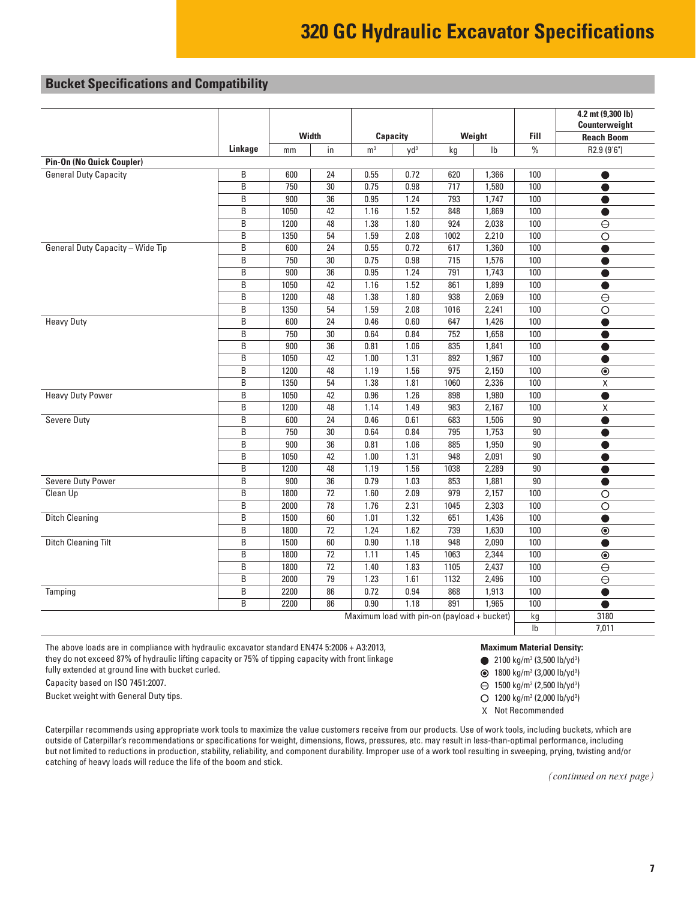# 320 GC Hydraulic Excavator Specifications

## Bucket Specifications and Compatibility

| | Linkage | Width | | Capacity | | Weight | | Fill | 4.2 mt (9,300 lb) Counterweight Reach Boom |
|---|---|---|---|---|---|---|---|---|---|
| | | mm | in | $m^3$ | $yd^3$ | kg | lb | % | R2.9 (9'6") |
| **Pin-On (No Quick Coupler)** | | | | | | | | | |
| General Duty Capacity | B | 600 | 24 | 0.55 | 0.72 | 620 | 1,366 | 100 | ● |
| | B | 750 | 30 | 0.75 | 0.98 | 717 | 1,580 | 100 | ● |
| | B | 900 | 36 | 0.95 | 1.24 | 793 | 1,747 | 100 | ● |
| | B | 1050 | 42 | 1.16 | 1.52 | 848 | 1,869 | 100 | ● |
| | B | 1200 | 48 | 1.38 | 1.80 | 924 | 2,038 | 100 | ⊖ |
| | B | 1350 | 54 | 1.59 | 2.08 | 1002 | 2,210 | 100 | ○ |
| General Duty Capacity – Wide Tip | B | 600 | 24 | 0.55 | 0.72 | 617 | 1,360 | 100 | ● |
| | B | 750 | 30 | 0.75 | 0.98 | 715 | 1,576 | 100 | ● |
| | B | 900 | 36 | 0.95 | 1.24 | 791 | 1,743 | 100 | ● |
| | B | 1050 | 42 | 1.16 | 1.52 | 861 | 1,899 | 100 | ● |
| | B | 1200 | 48 | 1.38 | 1.80 | 938 | 2,069 | 100 | ⊖ |
| | B | 1350 | 54 | 1.59 | 2.08 | 1016 | 2,241 | 100 | ○ |
| Heavy Duty | B | 600 | 24 | 0.46 | 0.60 | 647 | 1,426 | 100 | ● |
| | B | 750 | 30 | 0.64 | 0.84 | 752 | 1,658 | 100 | ● |
| | B | 900 | 36 | 0.81 | 1.06 | 835 | 1,841 | 100 | ● |
| | B | 1050 | 42 | 1.00 | 1.31 | 892 | 1,967 | 100 | ● |
| | B | 1200 | 48 | 1.19 | 1.56 | 975 | 2,150 | 100 | ⊙ |
| | B | 1350 | 54 | 1.38 | 1.81 | 1060 | 2,336 | 100 | X |
| Heavy Duty Power | B | 1050 | 42 | 0.96 | 1.26 | 898 | 1,980 | 100 | ● |
| | B | 1200 | 48 | 1.14 | 1.49 | 983 | 2,167 | 100 | X |
| Severe Duty | B | 600 | 24 | 0.46 | 0.61 | 683 | 1,506 | 90 | ● |
| | B | 750 | 30 | 0.64 | 0.84 | 795 | 1,753 | 90 | ● |
| | B | 900 | 36 | 0.81 | 1.06 | 885 | 1,950 | 90 | ● |
| | B | 1050 | 42 | 1.00 | 1.31 | 948 | 2,091 | 90 | ● |
| | B | 1200 | 48 | 1.19 | 1.56 | 1038 | 2,289 | 90 | ● |
| Severe Duty Power | B | 900 | 36 | 0.79 | 1.03 | 853 | 1,881 | 90 | ● |
| Clean Up | B | 1800 | 72 | 1.60 | 2.09 | 979 | 2,157 | 100 | ○ |
| | B | 2000 | 78 | 1.76 | 2.31 | 1045 | 2,303 | 100 | ○ |
| Ditch Cleaning | B | 1500 | 60 | 1.01 | 1.32 | 651 | 1,436 | 100 | ● |
| | B | 1800 | 72 | 1.24 | 1.62 | 739 | 1,630 | 100 | ⊙ |
| Ditch Cleaning Tilt | B | 1500 | 60 | 0.90 | 1.18 | 948 | 2,090 | 100 | ● |
| | B | 1800 | 72 | 1.11 | 1.45 | 1063 | 2,344 | 100 | ⊙ |
| | B | 1800 | 72 | 1.40 | 1.83 | 1105 | 2,437 | 100 | ⊖ |
| | B | 2000 | 79 | 1.23 | 1.61 | 1132 | 2,496 | 100 | ⊖ |
| Tamping | B | 2200 | 86 | 0.72 | 0.94 | 868 | 1,913 | 100 | ● |
| | B | 2200 | 86 | 0.90 | 1.18 | 891 | 1,965 | 100 | ● |
| Maximum load with pin-on (payload + bucket) | | | | | | | | kg | 3180 |
| | | | | | | | | lb | 7,011 |

The above loads are in compliance with hydraulic excavator standard EN474 5:2006 + A3:2013, they do not exceed 87% of hydraulic lifting capacity or 75% of tipping capacity with front linkage fully extended at ground line with bucket curled.

Capacity based on ISO 7451:2007.

Bucket weight with General Duty tips.

**Maximum Material Density:**

- ● 2100 kg/$m^3$ (3,500 lb/$yd^3$)
- ⊙ 1800 kg/$m^3$ (3,000 lb/$yd^3$)
- ⊖ 1500 kg/$m^3$ (2,500 lb/$yd^3$)
- ○ 1200 kg/$m^3$ (2,000 lb/$yd^3$)
- X Not Recommended

Caterpillar recommends using appropriate work tools to maximize the value customers receive from our products. Use of work tools, including buckets, which are outside of Caterpillar's recommendations or specifications for weight, dimensions, flows, pressures, etc. may result in less-than-optimal performance, including but not limited to reductions in production, stability, reliability, and component durability. Improper use of a work tool resulting in sweeping, prying, twisting and/or catching of heavy loads will reduce the life of the boom and stick.

*(continued on next page)*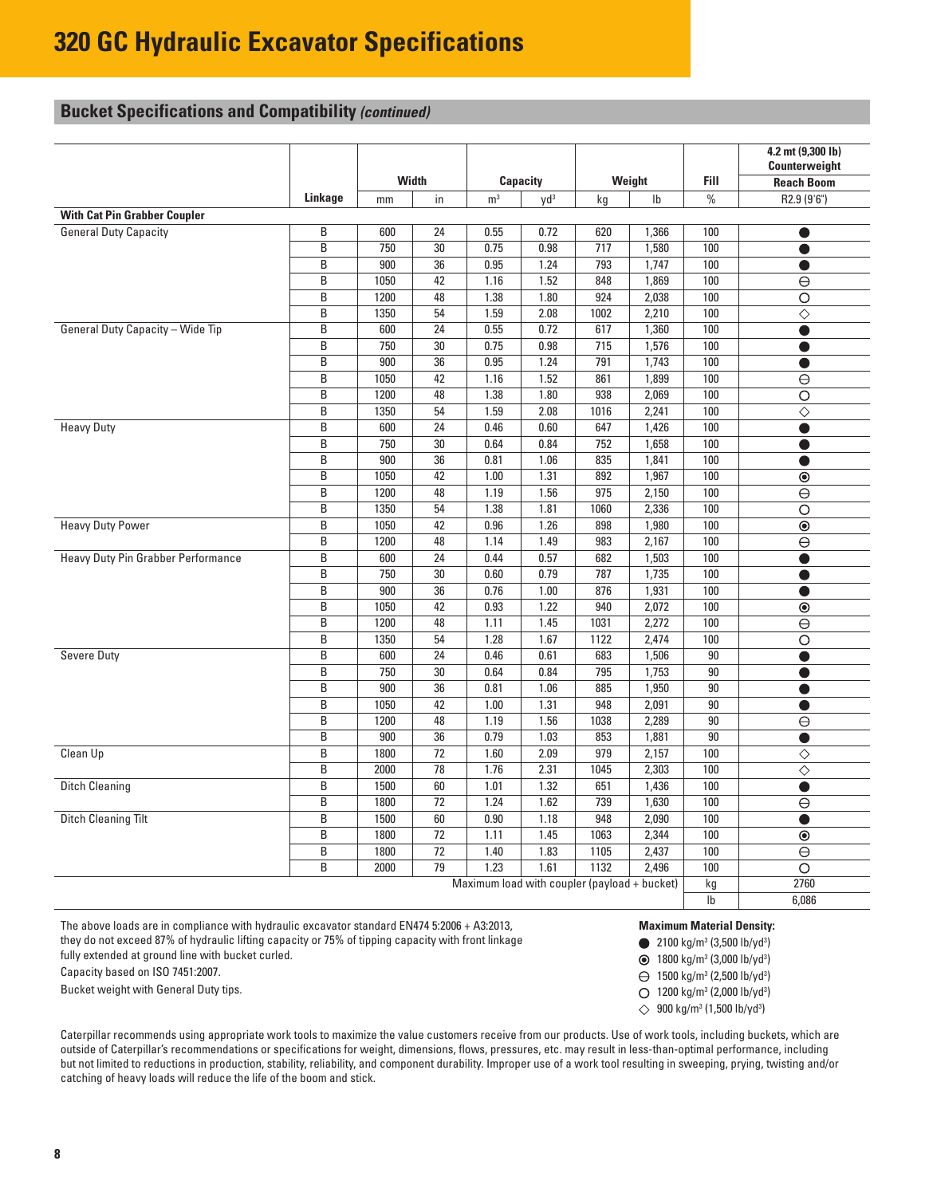# 320 GC Hydraulic Excavator Specifications

## Bucket Specifications and Compatibility *(continued)*

| | Linkage | Width | | Capacity | | Weight | | Fill | 4.2 mt (9,300 lb) Counterweight |
|---|---|---|---|---|---|---|---|---|---|
| | | | | | | | | | Reach Boom |
| | | mm | in | m³ | yd³ | kg | lb | % | R2.9 (9'6") |
| **With Cat Pin Grabber Coupler** | | | | | | | | | |
| General Duty Capacity | B | 600 | 24 | 0.55 | 0.72 | 620 | 1,366 | 100 | ● |
| | B | 750 | 30 | 0.75 | 0.98 | 717 | 1,580 | 100 | ● |
| | B | 900 | 36 | 0.95 | 1.24 | 793 | 1,747 | 100 | ● |
| | B | 1050 | 42 | 1.16 | 1.52 | 848 | 1,869 | 100 | ⊖ |
| | B | 1200 | 48 | 1.38 | 1.80 | 924 | 2,038 | 100 | ○ |
| | B | 1350 | 54 | 1.59 | 2.08 | 1002 | 2,210 | 100 | ◇ |
| General Duty Capacity – Wide Tip | B | 600 | 24 | 0.55 | 0.72 | 617 | 1,360 | 100 | ● |
| | B | 750 | 30 | 0.75 | 0.98 | 715 | 1,576 | 100 | ● |
| | B | 900 | 36 | 0.95 | 1.24 | 791 | 1,743 | 100 | ● |
| | B | 1050 | 42 | 1.16 | 1.52 | 861 | 1,899 | 100 | ⊖ |
| | B | 1200 | 48 | 1.38 | 1.80 | 938 | 2,069 | 100 | ○ |
| | B | 1350 | 54 | 1.59 | 2.08 | 1016 | 2,241 | 100 | ◇ |
| Heavy Duty | B | 600 | 24 | 0.46 | 0.60 | 647 | 1,426 | 100 | ● |
| | B | 750 | 30 | 0.64 | 0.84 | 752 | 1,658 | 100 | ● |
| | B | 900 | 36 | 0.81 | 1.06 | 835 | 1,841 | 100 | ● |
| | B | 1050 | 42 | 1.00 | 1.31 | 892 | 1,967 | 100 | ⊙ |
| | B | 1200 | 48 | 1.19 | 1.56 | 975 | 2,150 | 100 | ⊖ |
| | B | 1350 | 54 | 1.38 | 1.81 | 1060 | 2,336 | 100 | ○ |
| Heavy Duty Power | B | 1050 | 42 | 0.96 | 1.26 | 898 | 1,980 | 100 | ⊙ |
| | B | 1200 | 48 | 1.14 | 1.49 | 983 | 2,167 | 100 | ⊖ |
| Heavy Duty Pin Grabber Performance | B | 600 | 24 | 0.44 | 0.57 | 682 | 1,503 | 100 | ● |
| | B | 750 | 30 | 0.60 | 0.79 | 787 | 1,735 | 100 | ● |
| | B | 900 | 36 | 0.76 | 1.00 | 876 | 1,931 | 100 | ● |
| | B | 1050 | 42 | 0.93 | 1.22 | 940 | 2,072 | 100 | ⊙ |
| | B | 1200 | 48 | 1.11 | 1.45 | 1031 | 2,272 | 100 | ⊖ |
| | B | 1350 | 54 | 1.28 | 1.67 | 1122 | 2,474 | 100 | ○ |
| Severe Duty | B | 600 | 24 | 0.46 | 0.61 | 683 | 1,506 | 90 | ● |
| | B | 750 | 30 | 0.64 | 0.84 | 795 | 1,753 | 90 | ● |
| | B | 900 | 36 | 0.81 | 1.06 | 885 | 1,950 | 90 | ● |
| | B | 1050 | 42 | 1.00 | 1.31 | 948 | 2,091 | 90 | ● |
| | B | 1200 | 48 | 1.19 | 1.56 | 1038 | 2,289 | 90 | ⊖ |
| | B | 900 | 36 | 0.79 | 1.03 | 853 | 1,881 | 90 | ● |
| Clean Up | B | 1800 | 72 | 1.60 | 2.09 | 979 | 2,157 | 100 | ◇ |
| | B | 2000 | 78 | 1.76 | 2.31 | 1045 | 2,303 | 100 | ◇ |
| Ditch Cleaning | B | 1500 | 60 | 1.01 | 1.32 | 651 | 1,436 | 100 | ● |
| | B | 1800 | 72 | 1.24 | 1.62 | 739 | 1,630 | 100 | ⊖ |
| Ditch Cleaning Tilt | B | 1500 | 60 | 0.90 | 1.18 | 948 | 2,090 | 100 | ● |
| | B | 1800 | 72 | 1.11 | 1.45 | 1063 | 2,344 | 100 | ⊙ |
| | B | 1800 | 72 | 1.40 | 1.83 | 1105 | 2,437 | 100 | ⊖ |
| | B | 2000 | 79 | 1.23 | 1.61 | 1132 | 2,496 | 100 | ○ |
| Maximum load with coupler (payload + bucket) | | | | | | | | kg | 2760 |
| | | | | | | | | lb | 6,086 |

The above loads are in compliance with hydraulic excavator standard EN474 5:2006 + A3:2013, they do not exceed 87% of hydraulic lifting capacity or 75% of tipping capacity with front linkage fully extended at ground line with bucket curled.

Capacity based on ISO 7451:2007.

Bucket weight with General Duty tips.

**Maximum Material Density:**

- ● 2100 kg/m³ (3,500 lb/yd³)
- ⊙ 1800 kg/m³ (3,000 lb/yd³)
- ⊖ 1500 kg/m³ (2,500 lb/yd³)
- ○ 1200 kg/m³ (2,000 lb/yd³)
- ◇ 900 kg/m³ (1,500 lb/yd³)

Caterpillar recommends using appropriate work tools to maximize the value customers receive from our products. Use of work tools, including buckets, which are outside of Caterpillar's recommendations or specifications for weight, dimensions, flows, pressures, etc. may result in less-than-optimal performance, including but not limited to reductions in production, stability, reliability, and component durability. Improper use of a work tool resulting in sweeping, prying, twisting and/or catching of heavy loads will reduce the life of the boom and stick.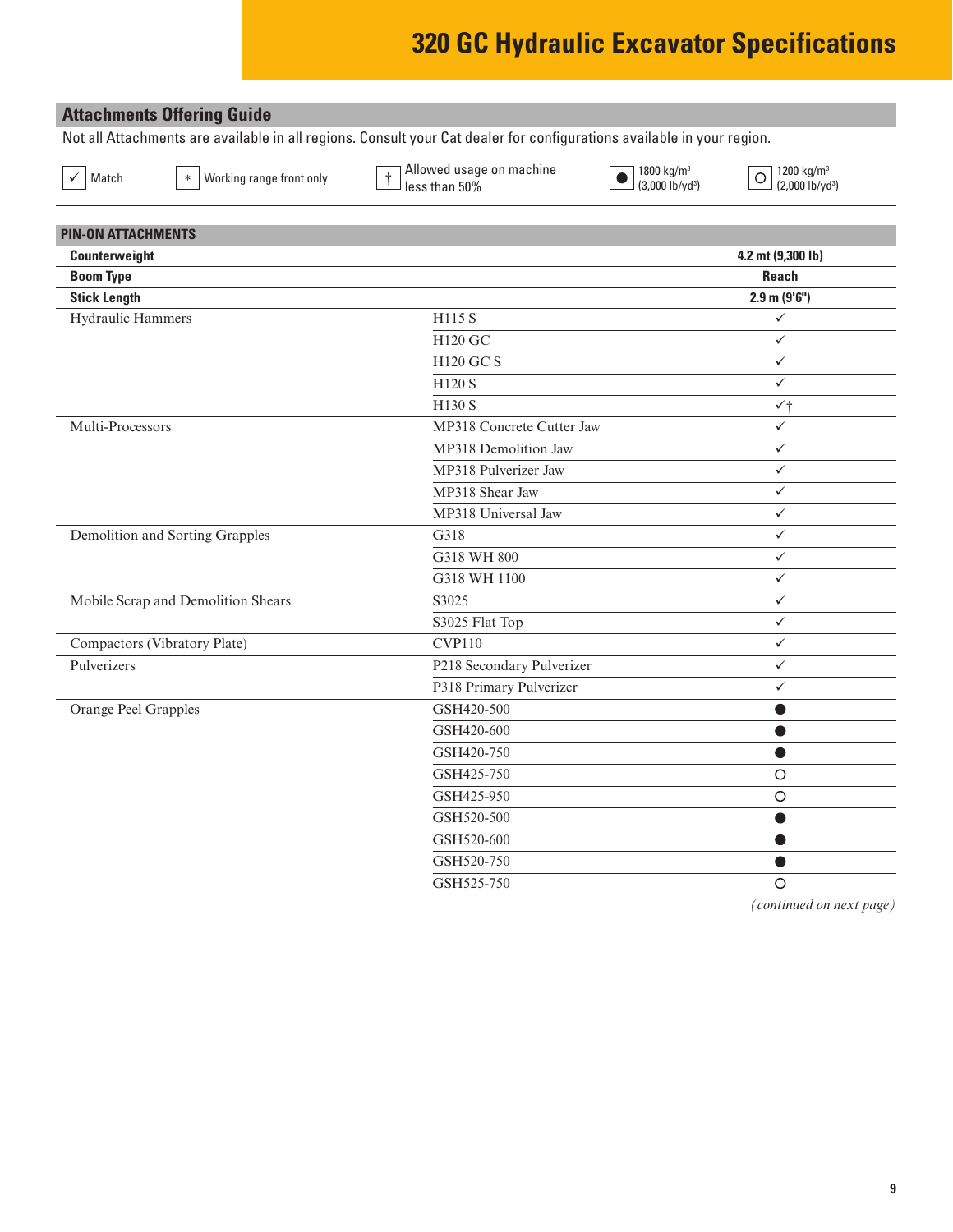# 320 GC Hydraulic Excavator Specifications

## Attachments Offering Guide

Not all Attachments are available in all regions. Consult your Cat dealer for configurations available in your region.

✓ Match | * Working range front only | † Allowed usage on machine less than 50% | ● 1800 kg/m³ (3,000 lb/yd³) | ○ 1200 kg/m³ (2,000 lb/yd³)

| PIN-ON ATTACHMENTS | | |
|---|---|---|
| **Counterweight** | | **4.2 mt (9,300 lb)** |
| **Boom Type** | | **Reach** |
| **Stick Length** | | **2.9 m (9'6")** |
| Hydraulic Hammers | H115 S | ✓ |
| | H120 GC | ✓ |
| | H120 GC S | ✓ |
| | H120 S | ✓ |
| | H130 S | ✓† |
| Multi-Processors | MP318 Concrete Cutter Jaw | ✓ |
| | MP318 Demolition Jaw | ✓ |
| | MP318 Pulverizer Jaw | ✓ |
| | MP318 Shear Jaw | ✓ |
| | MP318 Universal Jaw | ✓ |
| Demolition and Sorting Grapples | G318 | ✓ |
| | G318 WH 800 | ✓ |
| | G318 WH 1100 | ✓ |
| Mobile Scrap and Demolition Shears | S3025 | ✓ |
| | S3025 Flat Top | ✓ |
| Compactors (Vibratory Plate) | CVP110 | ✓ |
| Pulverizers | P218 Secondary Pulverizer | ✓ |
| | P318 Primary Pulverizer | ✓ |
| Orange Peel Grapples | GSH420-500 | ● |
| | GSH420-600 | ● |
| | GSH420-750 | ● |
| | GSH425-750 | ○ |
| | GSH425-950 | ○ |
| | GSH520-500 | ● |
| | GSH520-600 | ● |
| | GSH520-750 | ● |
| | GSH525-750 | ○ |

*(continued on next page)*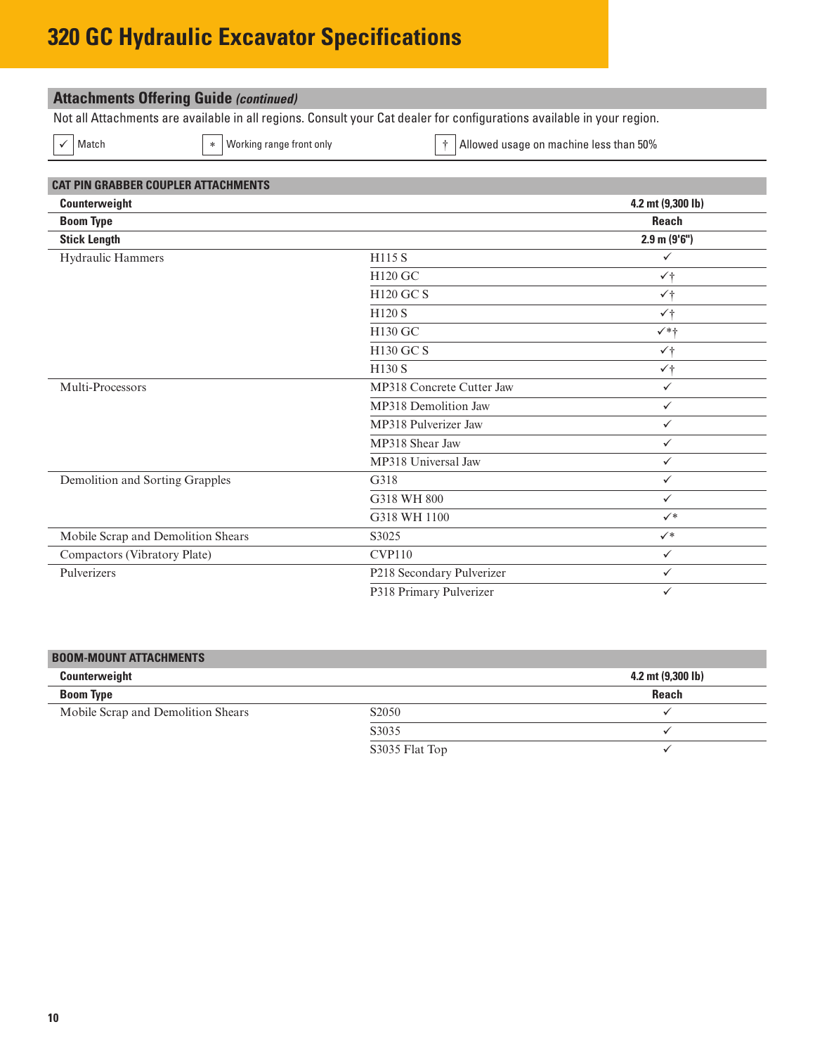# 320 GC Hydraulic Excavator Specifications

## Attachments Offering Guide *(continued)*

Not all Attachments are available in all regions. Consult your Cat dealer for configurations available in your region.

✓ Match   * Working range front only   † Allowed usage on machine less than 50%

| CAT PIN GRABBER COUPLER ATTACHMENTS | | |
|---|---|---|
| **Counterweight** | | **4.2 mt (9,300 lb)** |
| **Boom Type** | | **Reach** |
| **Stick Length** | | **2.9 m (9'6")** |
| Hydraulic Hammers | H115 S | ✓ |
| | H120 GC | ✓† |
| | H120 GC S | ✓† |
| | H120 S | ✓† |
| | H130 GC | ✓*† |
| | H130 GC S | ✓† |
| | H130 S | ✓† |
| Multi-Processors | MP318 Concrete Cutter Jaw | ✓ |
| | MP318 Demolition Jaw | ✓ |
| | MP318 Pulverizer Jaw | ✓ |
| | MP318 Shear Jaw | ✓ |
| | MP318 Universal Jaw | ✓ |
| Demolition and Sorting Grapples | G318 | ✓ |
| | G318 WH 800 | ✓ |
| | G318 WH 1100 | ✓* |
| Mobile Scrap and Demolition Shears | S3025 | ✓* |
| Compactors (Vibratory Plate) | CVP110 | ✓ |
| Pulverizers | P218 Secondary Pulverizer | ✓ |
| | P318 Primary Pulverizer | ✓ |

| BOOM-MOUNT ATTACHMENTS | | |
|---|---|---|
| **Counterweight** | | **4.2 mt (9,300 lb)** |
| **Boom Type** | | **Reach** |
| Mobile Scrap and Demolition Shears | S2050 | ✓ |
| | S3035 | ✓ |
| | S3035 Flat Top | ✓ |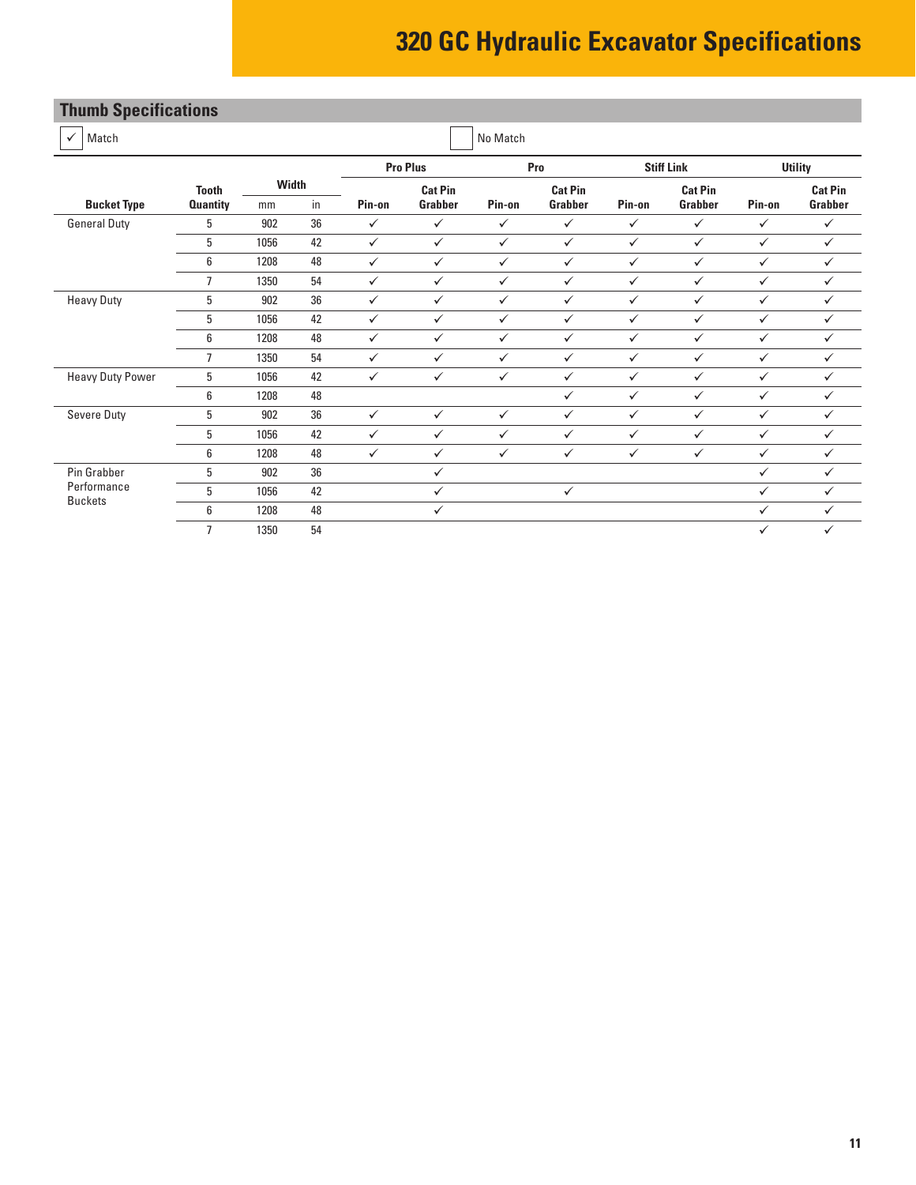## Thumb Specifications

✓ Match          ☐ No Match

| Bucket Type | Tooth Quantity | Width | | Pro Plus | | Pro | | Stiff Link | | Utility | |
|---|---|---|---|---|---|---|---|---|---|---|---|
| | | mm | in | Pin-on | Cat Pin Grabber | Pin-on | Cat Pin Grabber | Pin-on | Cat Pin Grabber | Pin-on | Cat Pin Grabber |
| General Duty | 5 | 902 | 36 | ✓ | ✓ | ✓ | ✓ | ✓ | ✓ | ✓ | ✓ |
| | 5 | 1056 | 42 | ✓ | ✓ | ✓ | ✓ | ✓ | ✓ | ✓ | ✓ |
| | 6 | 1208 | 48 | ✓ | ✓ | ✓ | ✓ | ✓ | ✓ | ✓ | ✓ |
| | 7 | 1350 | 54 | ✓ | ✓ | ✓ | ✓ | ✓ | ✓ | ✓ | ✓ |
| Heavy Duty | 5 | 902 | 36 | ✓ | ✓ | ✓ | ✓ | ✓ | ✓ | ✓ | ✓ |
| | 5 | 1056 | 42 | ✓ | ✓ | ✓ | ✓ | ✓ | ✓ | ✓ | ✓ |
| | 6 | 1208 | 48 | ✓ | ✓ | ✓ | ✓ | ✓ | ✓ | ✓ | ✓ |
| | 7 | 1350 | 54 | ✓ | ✓ | ✓ | ✓ | ✓ | ✓ | ✓ | ✓ |
| Heavy Duty Power | 5 | 1056 | 42 | ✓ | ✓ | ✓ | ✓ | ✓ | ✓ | ✓ | ✓ |
| | 6 | 1208 | 48 | | | | ✓ | ✓ | ✓ | ✓ | ✓ |
| Severe Duty | 5 | 902 | 36 | ✓ | ✓ | ✓ | ✓ | ✓ | ✓ | ✓ | ✓ |
| | 5 | 1056 | 42 | ✓ | ✓ | ✓ | ✓ | ✓ | ✓ | ✓ | ✓ |
| | 6 | 1208 | 48 | ✓ | ✓ | ✓ | ✓ | ✓ | ✓ | ✓ | ✓ |
| Pin Grabber Performance Buckets | 5 | 902 | 36 | | ✓ | | | | | ✓ | ✓ |
| | 5 | 1056 | 42 | | ✓ | | ✓ | | | ✓ | ✓ |
| | 6 | 1208 | 48 | | ✓ | | | | | ✓ | ✓ |
| | 7 | 1350 | 54 | | | | | | | ✓ | ✓ |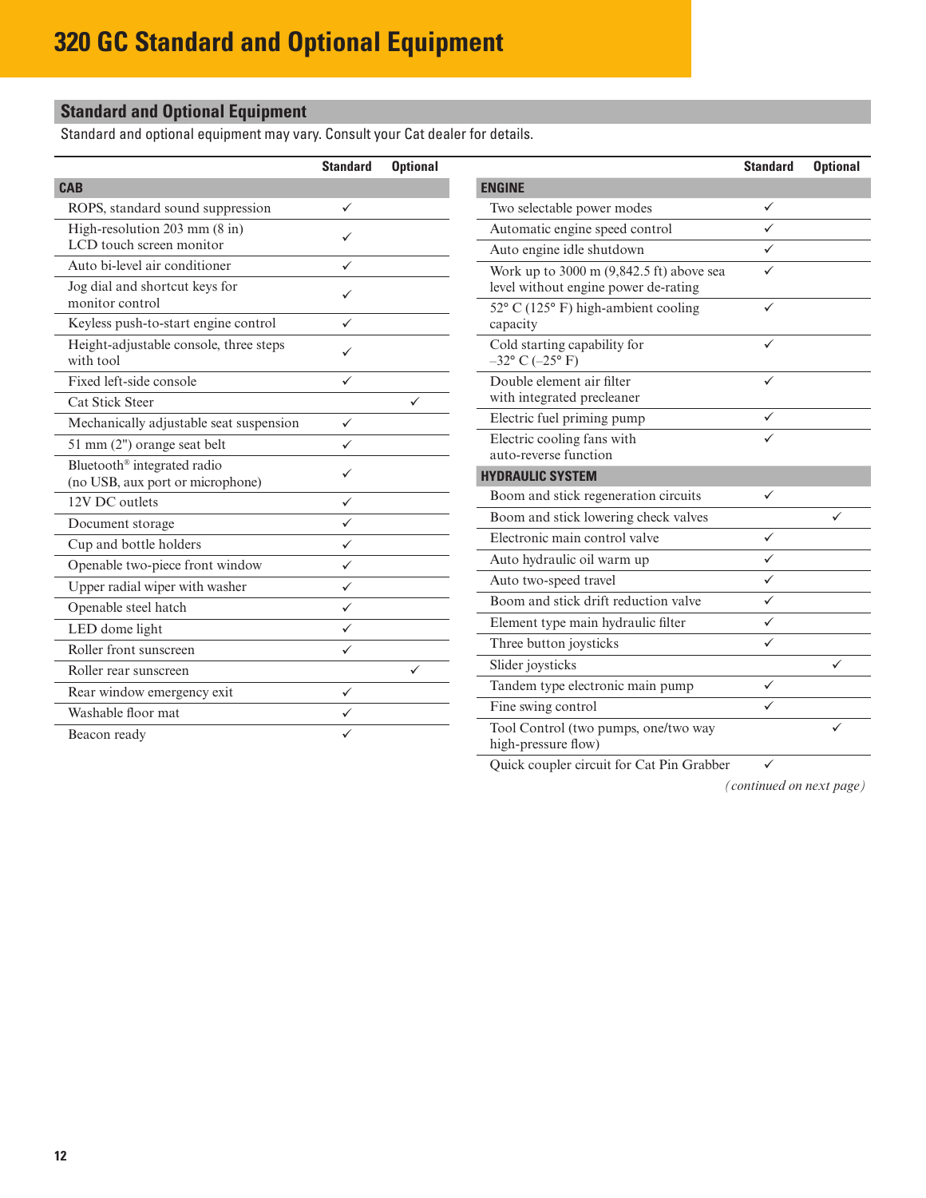# 320 GC Standard and Optional Equipment

## Standard and Optional Equipment

Standard and optional equipment may vary. Consult your Cat dealer for details.

| | Standard | Optional |
|---|---|---|
| **CAB** | | |
| ROPS, standard sound suppression | ✓ | |
| High-resolution 203 mm (8 in) LCD touch screen monitor | ✓ | |
| Auto bi-level air conditioner | ✓ | |
| Jog dial and shortcut keys for monitor control | ✓ | |
| Keyless push-to-start engine control | ✓ | |
| Height-adjustable console, three steps with tool | ✓ | |
| Fixed left-side console | ✓ | |
| Cat Stick Steer | | ✓ |
| Mechanically adjustable seat suspension | ✓ | |
| 51 mm (2") orange seat belt | ✓ | |
| Bluetooth® integrated radio (no USB, aux port or microphone) | ✓ | |
| 12V DC outlets | ✓ | |
| Document storage | ✓ | |
| Cup and bottle holders | ✓ | |
| Openable two-piece front window | ✓ | |
| Upper radial wiper with washer | ✓ | |
| Openable steel hatch | ✓ | |
| LED dome light | ✓ | |
| Roller front sunscreen | ✓ | |
| Roller rear sunscreen | | ✓ |
| Rear window emergency exit | ✓ | |
| Washable floor mat | ✓ | |
| Beacon ready | ✓ | |

| | Standard | Optional |
|---|---|---|
| **ENGINE** | | |
| Two selectable power modes | ✓ | |
| Automatic engine speed control | ✓ | |
| Auto engine idle shutdown | ✓ | |
| Work up to 3000 m (9,842.5 ft) above sea level without engine power de-rating | ✓ | |
| 52° C (125° F) high-ambient cooling capacity | ✓ | |
| Cold starting capability for –32° C (–25° F) | ✓ | |
| Double element air filter with integrated precleaner | ✓ | |
| Electric fuel priming pump | ✓ | |
| Electric cooling fans with auto-reverse function | ✓ | |
| **HYDRAULIC SYSTEM** | | |
| Boom and stick regeneration circuits | ✓ | |
| Boom and stick lowering check valves | | ✓ |
| Electronic main control valve | ✓ | |
| Auto hydraulic oil warm up | ✓ | |
| Auto two-speed travel | ✓ | |
| Boom and stick drift reduction valve | ✓ | |
| Element type main hydraulic filter | ✓ | |
| Three button joysticks | ✓ | |
| Slider joysticks | | ✓ |
| Tandem type electronic main pump | ✓ | |
| Fine swing control | ✓ | |
| Tool Control (two pumps, one/two way high-pressure flow) | | ✓ |
| Quick coupler circuit for Cat Pin Grabber | ✓ | |

*(continued on next page)*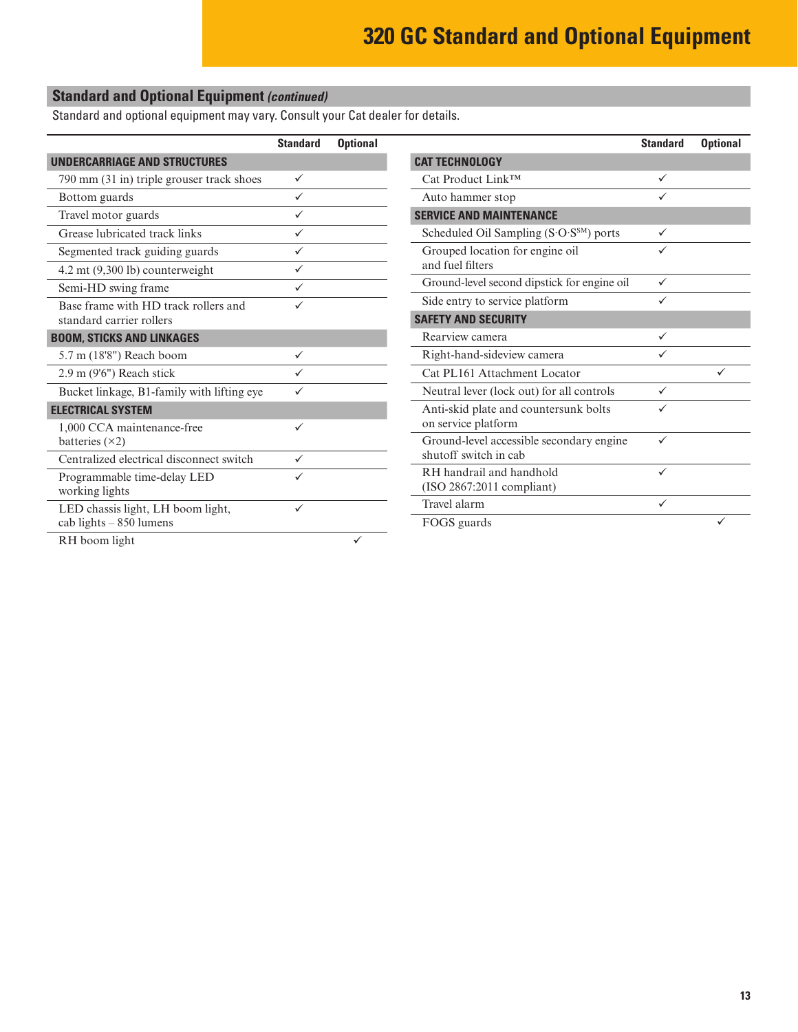# 320 GC Standard and Optional Equipment

## Standard and Optional Equipment *(continued)*

Standard and optional equipment may vary. Consult your Cat dealer for details.

| | Standard | Optional |
|---|---|---|
| **UNDERCARRIAGE AND STRUCTURES** | | |
| 790 mm (31 in) triple grouser track shoes | ✓ | |
| Bottom guards | ✓ | |
| Travel motor guards | ✓ | |
| Grease lubricated track links | ✓ | |
| Segmented track guiding guards | ✓ | |
| 4.2 mt (9,300 lb) counterweight | ✓ | |
| Semi-HD swing frame | ✓ | |
| Base frame with HD track rollers and standard carrier rollers | ✓ | |
| **BOOM, STICKS AND LINKAGES** | | |
| 5.7 m (18'8") Reach boom | ✓ | |
| 2.9 m (9'6") Reach stick | ✓ | |
| Bucket linkage, B1-family with lifting eye | ✓ | |
| **ELECTRICAL SYSTEM** | | |
| 1,000 CCA maintenance-free batteries (×2) | ✓ | |
| Centralized electrical disconnect switch | ✓ | |
| Programmable time-delay LED working lights | ✓ | |
| LED chassis light, LH boom light, cab lights – 850 lumens | ✓ | |
| RH boom light | | ✓ |

| | Standard | Optional |
|---|---|---|
| **CAT TECHNOLOGY** | | |
| Cat Product Link™ | ✓ | |
| Auto hammer stop | ✓ | |
| **SERVICE AND MAINTENANCE** | | |
| Scheduled Oil Sampling (S·O·S[SM]) ports | ✓ | |
| Grouped location for engine oil and fuel filters | ✓ | |
| Ground-level second dipstick for engine oil | ✓ | |
| Side entry to service platform | ✓ | |
| **SAFETY AND SECURITY** | | |
| Rearview camera | ✓ | |
| Right-hand-sideview camera | ✓ | |
| Cat PL161 Attachment Locator | | ✓ |
| Neutral lever (lock out) for all controls | ✓ | |
| Anti-skid plate and countersunk bolts on service platform | ✓ | |
| Ground-level accessible secondary engine shutoff switch in cab | ✓ | |
| RH handrail and handhold (ISO 2867:2011 compliant) | ✓ | |
| Travel alarm | ✓ | |
| FOGS guards | | ✓ |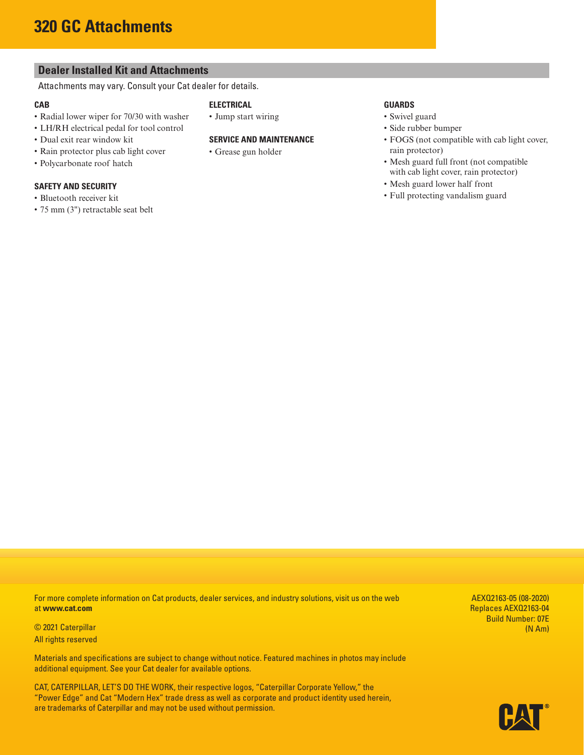# 320 GC Attachments

## Dealer Installed Kit and Attachments

Attachments may vary. Consult your Cat dealer for details.

### CAB

- Radial lower wiper for 70/30 with washer
- LH/RH electrical pedal for tool control
- Dual exit rear window kit
- Rain protector plus cab light cover
- Polycarbonate roof hatch

### SAFETY AND SECURITY

- Bluetooth receiver kit
- 75 mm (3") retractable seat belt

### ELECTRICAL

- Jump start wiring

### SERVICE AND MAINTENANCE

- Grease gun holder

### GUARDS

- Swivel guard
- Side rubber bumper
- FOGS (not compatible with cab light cover, rain protector)
- Mesh guard full front (not compatible with cab light cover, rain protector)
- Mesh guard lower half front
- Full protecting vandalism guard

For more complete information on Cat products, dealer services, and industry solutions, visit us on the web at **www.cat.com**

© 2021 Caterpillar
All rights reserved

Materials and specifications are subject to change without notice. Featured machines in photos may include additional equipment. See your Cat dealer for available options.

CAT, CATERPILLAR, LET'S DO THE WORK, their respective logos, "Caterpillar Corporate Yellow," the "Power Edge" and Cat "Modern Hex" trade dress as well as corporate and product identity used herein, are trademarks of Caterpillar and may not be used without permission.

AEXQ2163-05 (08-2020)
Replaces AEXQ2163-04
Build Number: 07E
(N Am)